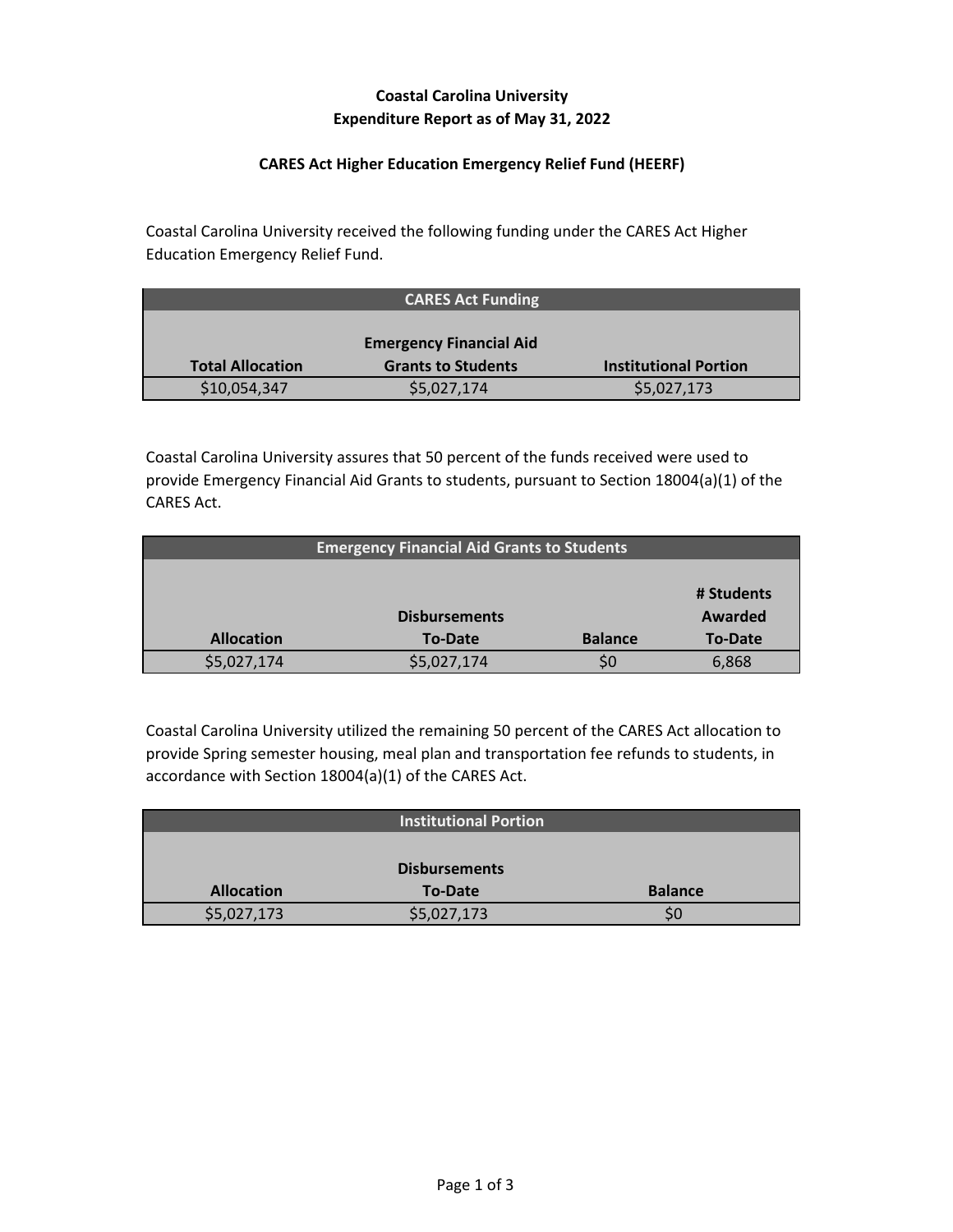**Coastal Carolina University**
**Expenditure Report as of May 31, 2022**

**CARES Act Higher Education Emergency Relief Fund (HEERF)**

Coastal Carolina University received the following funding under the CARES Act Higher Education Emergency Relief Fund.

| CARES Act Funding | | |
|---|---|---|
| **Total Allocation** | **Emergency Financial Aid Grants to Students** | **Institutional Portion** |
| $10,054,347 | $5,027,174 | $5,027,173 |

Coastal Carolina University assures that 50 percent of the funds received were used to provide Emergency Financial Aid Grants to students, pursuant to Section 18004(a)(1) of the CARES Act.

| Emergency Financial Aid Grants to Students | | | |
|---|---|---|---|
| **Allocation** | **Disbursements To-Date** | **Balance** | **# Students Awarded To-Date** |
| $5,027,174 | $5,027,174 | $0 | 6,868 |

Coastal Carolina University utilized the remaining 50 percent of the CARES Act allocation to provide Spring semester housing, meal plan and transportation fee refunds to students, in accordance with Section 18004(a)(1) of the CARES Act.

| Institutional Portion | | |
|---|---|---|
| **Allocation** | **Disbursements To-Date** | **Balance** |
| $5,027,173 | $5,027,173 | $0 |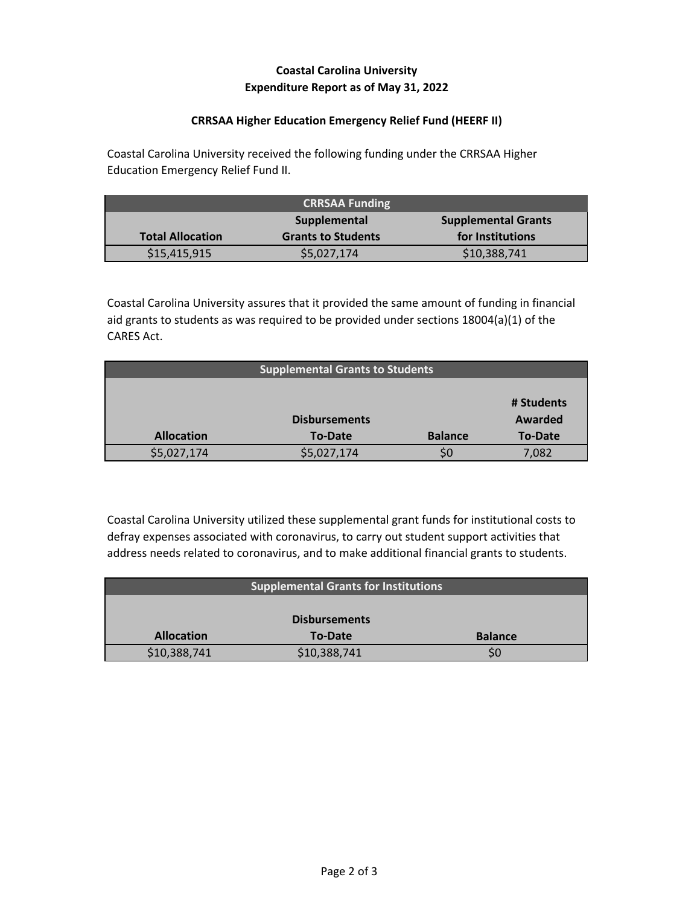## Coastal Carolina University
## Expenditure Report as of May 31, 2022

### CRRSAA Higher Education Emergency Relief Fund (HEERF II)

Coastal Carolina University received the following funding under the CRRSAA Higher Education Emergency Relief Fund II.

| CRRSAA Funding | | |
|---|---|---|
| **Total Allocation** | **Supplemental Grants to Students** | **Supplemental Grants for Institutions** |
| $15,415,915 | $5,027,174 | $10,388,741 |

Coastal Carolina University assures that it provided the same amount of funding in financial aid grants to students as was required to be provided under sections 18004(a)(1) of the CARES Act.

| Supplemental Grants to Students | | | |
|---|---|---|---|
| **Allocation** | **Disbursements To-Date** | **Balance** | **# Students Awarded To-Date** |
| $5,027,174 | $5,027,174 | $0 | 7,082 |

Coastal Carolina University utilized these supplemental grant funds for institutional costs to defray expenses associated with coronavirus, to carry out student support activities that address needs related to coronavirus, and to make additional financial grants to students.

| Supplemental Grants for Institutions | | |
|---|---|---|
| **Allocation** | **Disbursements To-Date** | **Balance** |
| $10,388,741 | $10,388,741 | $0 |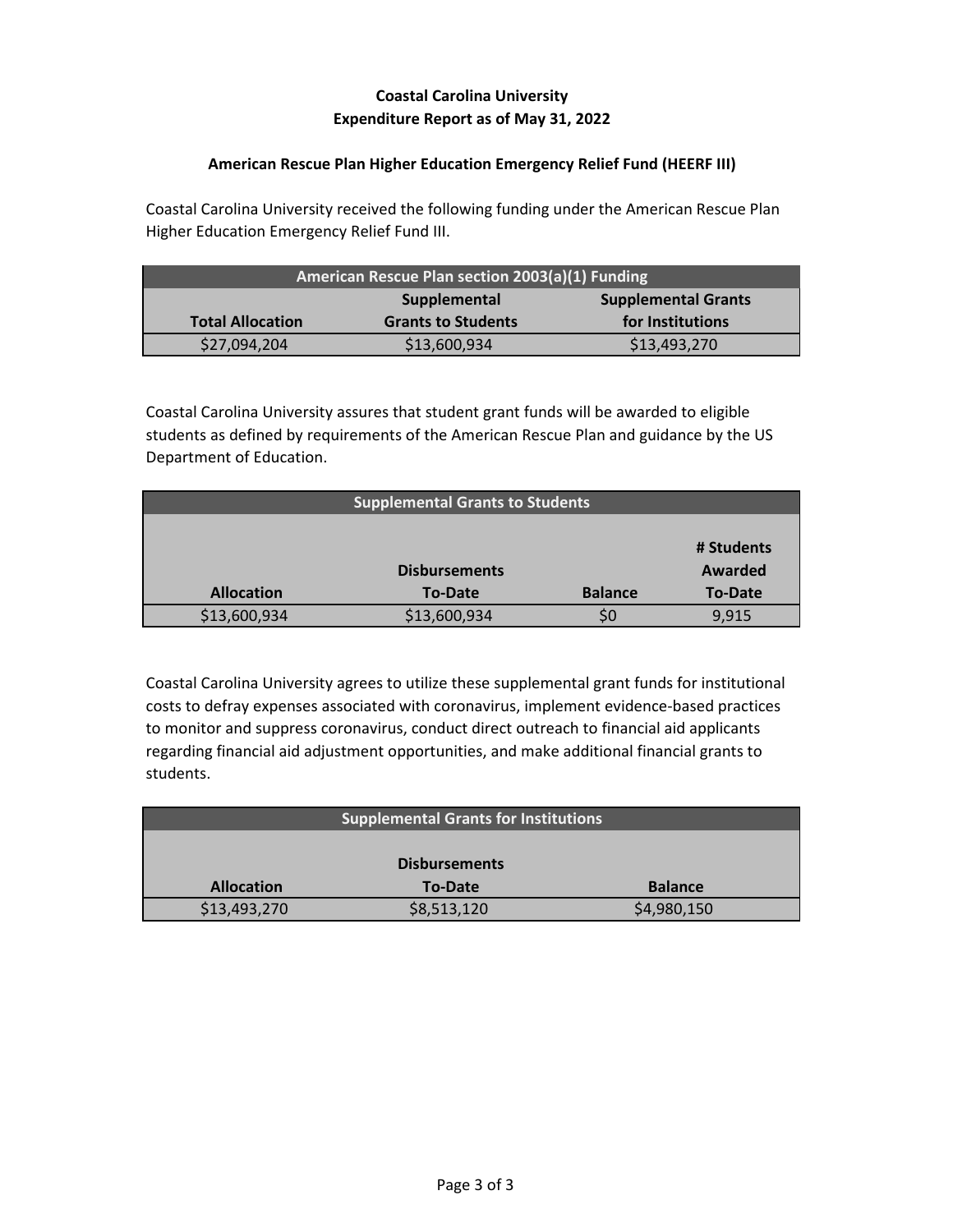**Coastal Carolina University**
**Expenditure Report as of May 31, 2022**

**American Rescue Plan Higher Education Emergency Relief Fund (HEERF III)**

Coastal Carolina University received the following funding under the American Rescue Plan Higher Education Emergency Relief Fund III.

| American Rescue Plan section 2003(a)(1) Funding | | |
|---|---|---|
| Total Allocation | Supplemental Grants to Students | Supplemental Grants for Institutions |
| $27,094,204 | $13,600,934 | $13,493,270 |

Coastal Carolina University assures that student grant funds will be awarded to eligible students as defined by requirements of the American Rescue Plan and guidance by the US Department of Education.

| Supplemental Grants to Students | | | |
|---|---|---|---|
| Allocation | Disbursements To-Date | Balance | # Students Awarded To-Date |
| $13,600,934 | $13,600,934 | $0 | 9,915 |

Coastal Carolina University agrees to utilize these supplemental grant funds for institutional costs to defray expenses associated with coronavirus, implement evidence-based practices to monitor and suppress coronavirus, conduct direct outreach to financial aid applicants regarding financial aid adjustment opportunities, and make additional financial grants to students.

| Supplemental Grants for Institutions | | |
|---|---|---|
| Allocation | Disbursements To-Date | Balance |
| $13,493,270 | $8,513,120 | $4,980,150 |